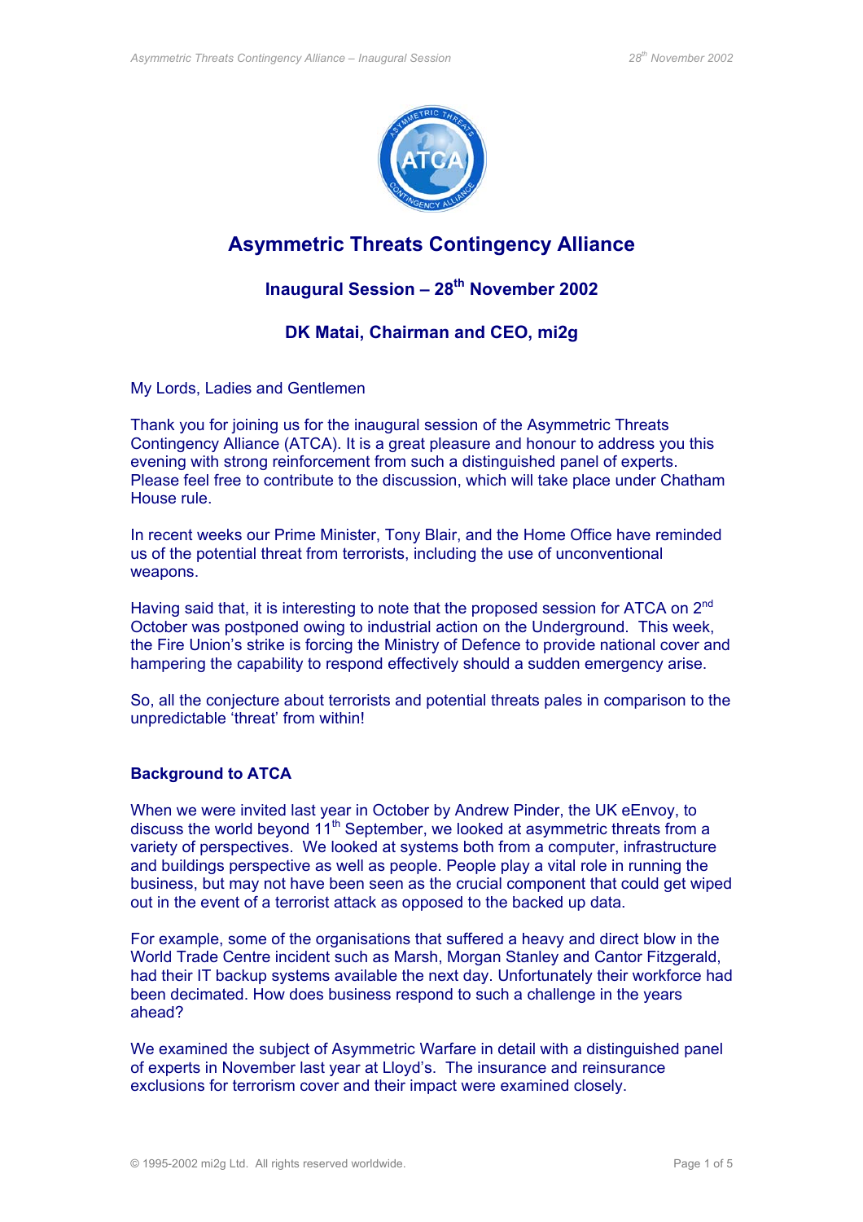# Asymmetric Threats Contingency Alliance

## Inaugural Session – 28th November 2002

## DK Matai, Chairman and CEO, mi2g

My Lords, Ladies and Gentlemen

Thank you for joining us for the inaugural session of the Asymmetric Threats Contingency Alliance (ATCA). It is a great pleasure and honour to address you this evening with strong reinforcement from such a distinguished panel of experts. Please feel free to contribute to the discussion, which will take place under Chatham House rule.

In recent weeks our Prime Minister, Tony Blair, and the Home Office have reminded us of the potential threat from terrorists, including the use of unconventional weapons.

Having said that, it is interesting to note that the proposed session for ATCA on 2nd October was postponed owing to industrial action on the Underground. This week, the Fire Union's strike is forcing the Ministry of Defence to provide national cover and hampering the capability to respond effectively should a sudden emergency arise.

So, all the conjecture about terrorists and potential threats pales in comparison to the unpredictable 'threat' from within!

### Background to ATCA

When we were invited last year in October by Andrew Pinder, the UK eEnvoy, to discuss the world beyond 11th September, we looked at asymmetric threats from a variety of perspectives. We looked at systems both from a computer, infrastructure and buildings perspective as well as people. People play a vital role in running the business, but may not have been seen as the crucial component that could get wiped out in the event of a terrorist attack as opposed to the backed up data.

For example, some of the organisations that suffered a heavy and direct blow in the World Trade Centre incident such as Marsh, Morgan Stanley and Cantor Fitzgerald, had their IT backup systems available the next day. Unfortunately their workforce had been decimated. How does business respond to such a challenge in the years ahead?

We examined the subject of Asymmetric Warfare in detail with a distinguished panel of experts in November last year at Lloyd's. The insurance and reinsurance exclusions for terrorism cover and their impact were examined closely.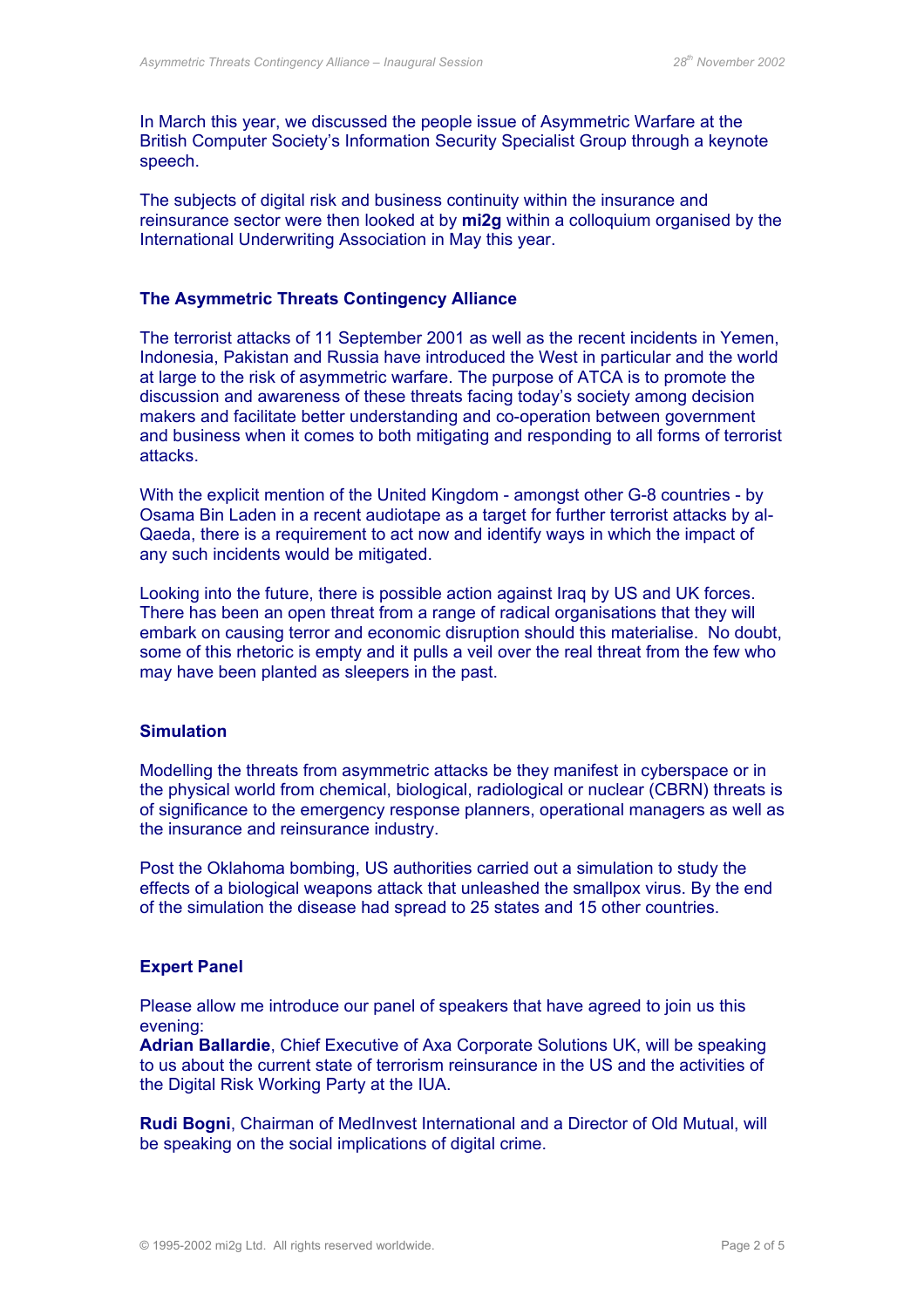In March this year, we discussed the people issue of Asymmetric Warfare at the British Computer Society's Information Security Specialist Group through a keynote speech.

The subjects of digital risk and business continuity within the insurance and reinsurance sector were then looked at by **mi2g** within a colloquium organised by the International Underwriting Association in May this year.

### The Asymmetric Threats Contingency Alliance

The terrorist attacks of 11 September 2001 as well as the recent incidents in Yemen, Indonesia, Pakistan and Russia have introduced the West in particular and the world at large to the risk of asymmetric warfare. The purpose of ATCA is to promote the discussion and awareness of these threats facing today's society among decision makers and facilitate better understanding and co-operation between government and business when it comes to both mitigating and responding to all forms of terrorist attacks.

With the explicit mention of the United Kingdom - amongst other G-8 countries - by Osama Bin Laden in a recent audiotape as a target for further terrorist attacks by al-Qaeda, there is a requirement to act now and identify ways in which the impact of any such incidents would be mitigated.

Looking into the future, there is possible action against Iraq by US and UK forces. There has been an open threat from a range of radical organisations that they will embark on causing terror and economic disruption should this materialise. No doubt, some of this rhetoric is empty and it pulls a veil over the real threat from the few who may have been planted as sleepers in the past.

### Simulation

Modelling the threats from asymmetric attacks be they manifest in cyberspace or in the physical world from chemical, biological, radiological or nuclear (CBRN) threats is of significance to the emergency response planners, operational managers as well as the insurance and reinsurance industry.

Post the Oklahoma bombing, US authorities carried out a simulation to study the effects of a biological weapons attack that unleashed the smallpox virus. By the end of the simulation the disease had spread to 25 states and 15 other countries.

### Expert Panel

Please allow me introduce our panel of speakers that have agreed to join us this evening:
**Adrian Ballardie**, Chief Executive of Axa Corporate Solutions UK, will be speaking to us about the current state of terrorism reinsurance in the US and the activities of the Digital Risk Working Party at the IUA.

**Rudi Bogni**, Chairman of MedInvest International and a Director of Old Mutual, will be speaking on the social implications of digital crime.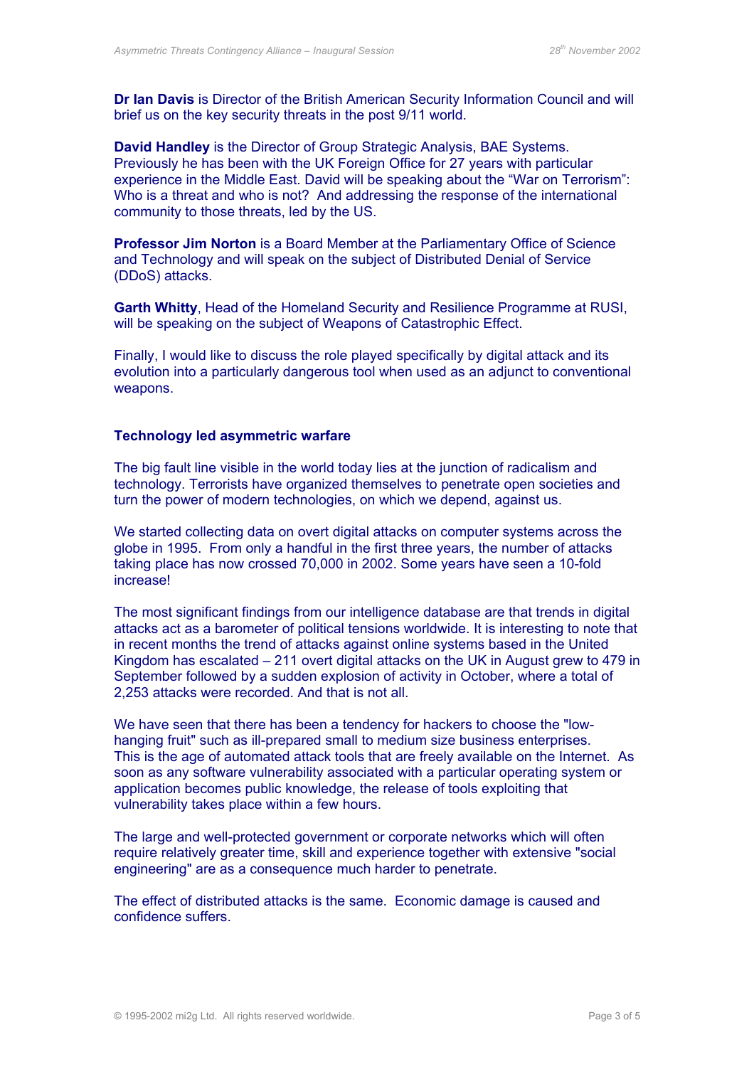**Dr Ian Davis** is Director of the British American Security Information Council and will brief us on the key security threats in the post 9/11 world.

**David Handley** is the Director of Group Strategic Analysis, BAE Systems. Previously he has been with the UK Foreign Office for 27 years with particular experience in the Middle East. David will be speaking about the "War on Terrorism": Who is a threat and who is not? And addressing the response of the international community to those threats, led by the US.

**Professor Jim Norton** is a Board Member at the Parliamentary Office of Science and Technology and will speak on the subject of Distributed Denial of Service (DDoS) attacks.

**Garth Whitty**, Head of the Homeland Security and Resilience Programme at RUSI, will be speaking on the subject of Weapons of Catastrophic Effect.

Finally, I would like to discuss the role played specifically by digital attack and its evolution into a particularly dangerous tool when used as an adjunct to conventional weapons.

**Technology led asymmetric warfare**

The big fault line visible in the world today lies at the junction of radicalism and technology. Terrorists have organized themselves to penetrate open societies and turn the power of modern technologies, on which we depend, against us.

We started collecting data on overt digital attacks on computer systems across the globe in 1995. From only a handful in the first three years, the number of attacks taking place has now crossed 70,000 in 2002. Some years have seen a 10-fold increase!

The most significant findings from our intelligence database are that trends in digital attacks act as a barometer of political tensions worldwide. It is interesting to note that in recent months the trend of attacks against online systems based in the United Kingdom has escalated – 211 overt digital attacks on the UK in August grew to 479 in September followed by a sudden explosion of activity in October, where a total of 2,253 attacks were recorded. And that is not all.

We have seen that there has been a tendency for hackers to choose the "low-hanging fruit" such as ill-prepared small to medium size business enterprises. This is the age of automated attack tools that are freely available on the Internet. As soon as any software vulnerability associated with a particular operating system or application becomes public knowledge, the release of tools exploiting that vulnerability takes place within a few hours.

The large and well-protected government or corporate networks which will often require relatively greater time, skill and experience together with extensive "social engineering" are as a consequence much harder to penetrate.

The effect of distributed attacks is the same. Economic damage is caused and confidence suffers.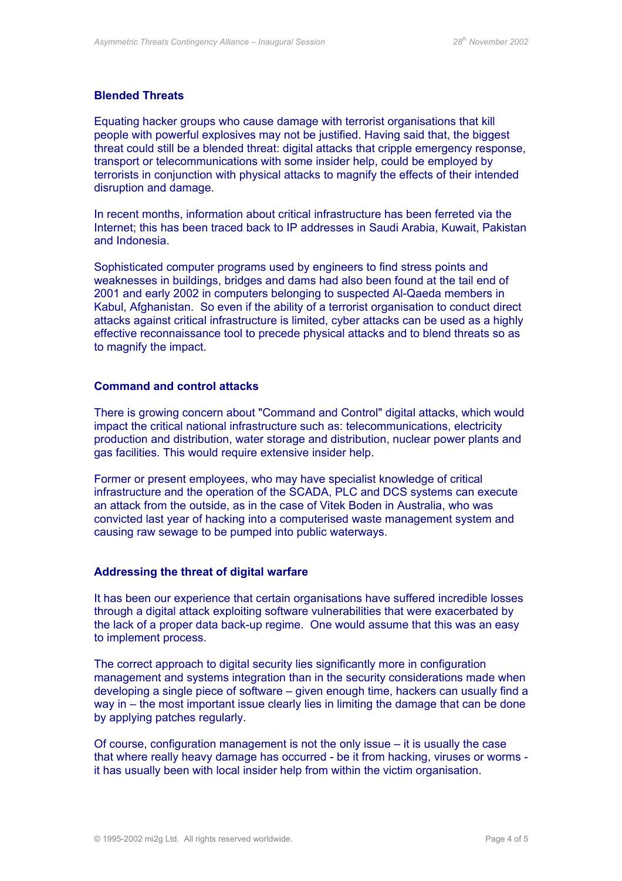## Blended Threats

Equating hacker groups who cause damage with terrorist organisations that kill people with powerful explosives may not be justified. Having said that, the biggest threat could still be a blended threat: digital attacks that cripple emergency response, transport or telecommunications with some insider help, could be employed by terrorists in conjunction with physical attacks to magnify the effects of their intended disruption and damage.

In recent months, information about critical infrastructure has been ferreted via the Internet; this has been traced back to IP addresses in Saudi Arabia, Kuwait, Pakistan and Indonesia.

Sophisticated computer programs used by engineers to find stress points and weaknesses in buildings, bridges and dams had also been found at the tail end of 2001 and early 2002 in computers belonging to suspected Al-Qaeda members in Kabul, Afghanistan. So even if the ability of a terrorist organisation to conduct direct attacks against critical infrastructure is limited, cyber attacks can be used as a highly effective reconnaissance tool to precede physical attacks and to blend threats so as to magnify the impact.

## Command and control attacks

There is growing concern about "Command and Control" digital attacks, which would impact the critical national infrastructure such as: telecommunications, electricity production and distribution, water storage and distribution, nuclear power plants and gas facilities. This would require extensive insider help.

Former or present employees, who may have specialist knowledge of critical infrastructure and the operation of the SCADA, PLC and DCS systems can execute an attack from the outside, as in the case of Vitek Boden in Australia, who was convicted last year of hacking into a computerised waste management system and causing raw sewage to be pumped into public waterways.

## Addressing the threat of digital warfare

It has been our experience that certain organisations have suffered incredible losses through a digital attack exploiting software vulnerabilities that were exacerbated by the lack of a proper data back-up regime. One would assume that this was an easy to implement process.

The correct approach to digital security lies significantly more in configuration management and systems integration than in the security considerations made when developing a single piece of software – given enough time, hackers can usually find a way in – the most important issue clearly lies in limiting the damage that can be done by applying patches regularly.

Of course, configuration management is not the only issue – it is usually the case that where really heavy damage has occurred - be it from hacking, viruses or worms - it has usually been with local insider help from within the victim organisation.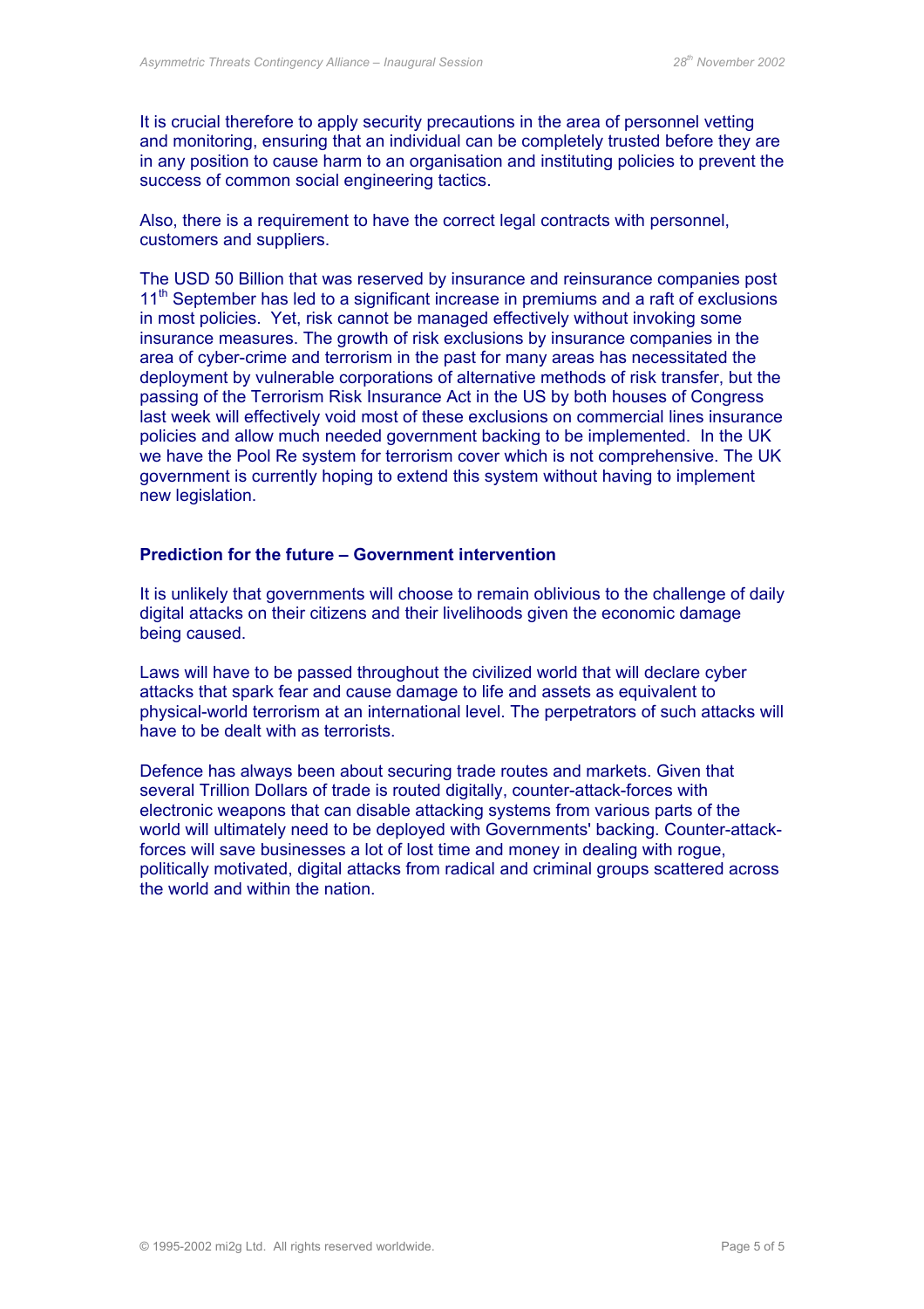It is crucial therefore to apply security precautions in the area of personnel vetting and monitoring, ensuring that an individual can be completely trusted before they are in any position to cause harm to an organisation and instituting policies to prevent the success of common social engineering tactics.

Also, there is a requirement to have the correct legal contracts with personnel, customers and suppliers.

The USD 50 Billion that was reserved by insurance and reinsurance companies post 11th September has led to a significant increase in premiums and a raft of exclusions in most policies. Yet, risk cannot be managed effectively without invoking some insurance measures. The growth of risk exclusions by insurance companies in the area of cyber-crime and terrorism in the past for many areas has necessitated the deployment by vulnerable corporations of alternative methods of risk transfer, but the passing of the Terrorism Risk Insurance Act in the US by both houses of Congress last week will effectively void most of these exclusions on commercial lines insurance policies and allow much needed government backing to be implemented. In the UK we have the Pool Re system for terrorism cover which is not comprehensive. The UK government is currently hoping to extend this system without having to implement new legislation.

**Prediction for the future – Government intervention**

It is unlikely that governments will choose to remain oblivious to the challenge of daily digital attacks on their citizens and their livelihoods given the economic damage being caused.

Laws will have to be passed throughout the civilized world that will declare cyber attacks that spark fear and cause damage to life and assets as equivalent to physical-world terrorism at an international level. The perpetrators of such attacks will have to be dealt with as terrorists.

Defence has always been about securing trade routes and markets. Given that several Trillion Dollars of trade is routed digitally, counter-attack-forces with electronic weapons that can disable attacking systems from various parts of the world will ultimately need to be deployed with Governments' backing. Counter-attack-forces will save businesses a lot of lost time and money in dealing with rogue, politically motivated, digital attacks from radical and criminal groups scattered across the world and within the nation.